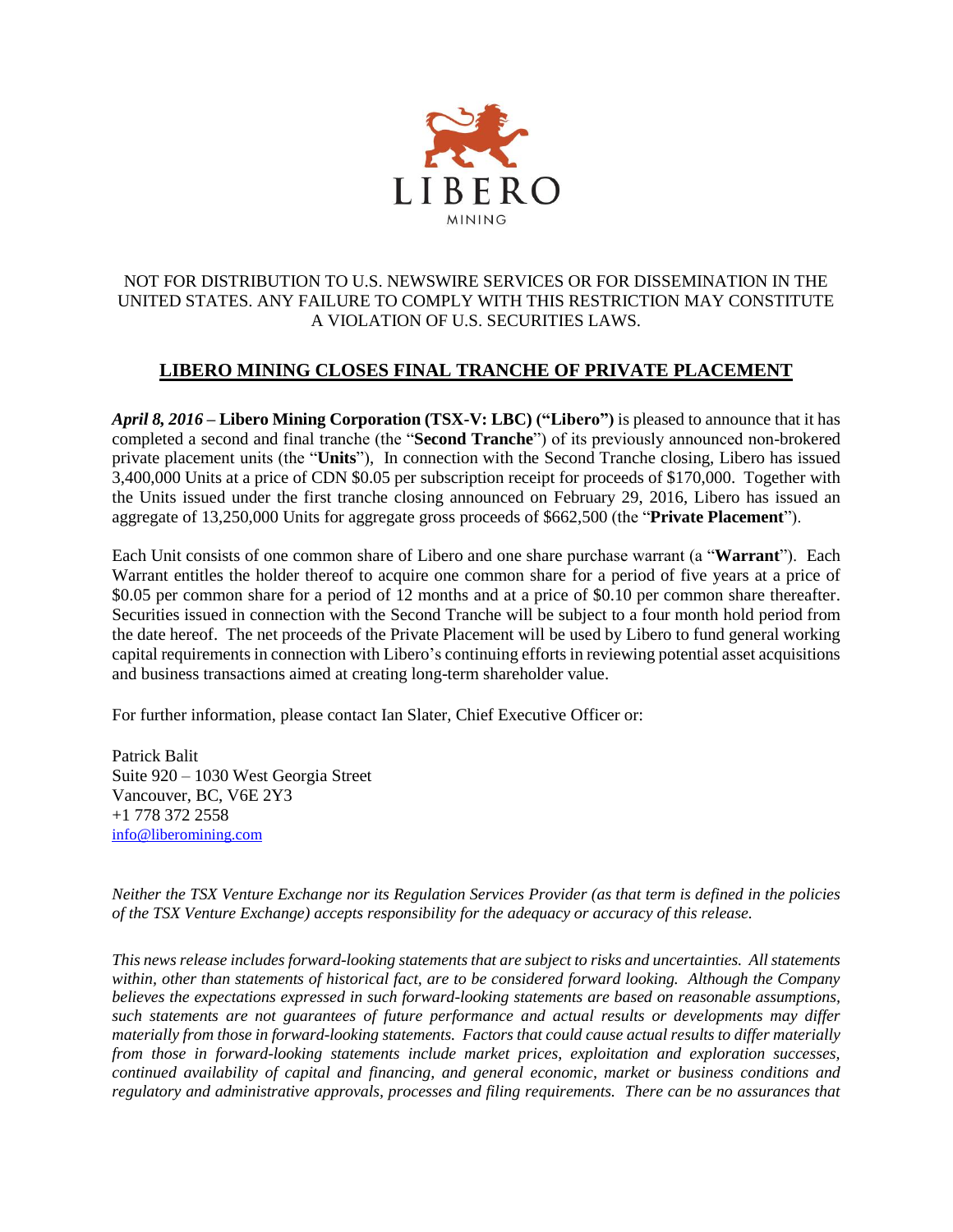LIBERO

MINING

NOT FOR DISTRIBUTION TO U.S. NEWSWIRE SERVICES OR FOR DISSEMINATION IN THE UNITED STATES. ANY FAILURE TO COMPLY WITH THIS RESTRICTION MAY CONSTITUTE A VIOLATION OF U.S. SECURITIES LAWS.

# LIBERO MINING CLOSES FINAL TRANCHE OF PRIVATE PLACEMENT

***April 8, 2016* – Libero Mining Corporation (TSX-V: LBC) ("Libero")** is pleased to announce that it has completed a second and final tranche (the "**Second Tranche**") of its previously announced non-brokered private placement units (the "**Units**"), In connection with the Second Tranche closing, Libero has issued 3,400,000 Units at a price of CDN $0.05 per subscription receipt for proceeds of $170,000. Together with the Units issued under the first tranche closing announced on February 29, 2016, Libero has issued an aggregate of 13,250,000 Units for aggregate gross proceeds of $662,500 (the "**Private Placement**").

Each Unit consists of one common share of Libero and one share purchase warrant (a "**Warrant**"). Each Warrant entitles the holder thereof to acquire one common share for a period of five years at a price of $0.05 per common share for a period of 12 months and at a price of $0.10 per common share thereafter. Securities issued in connection with the Second Tranche will be subject to a four month hold period from the date hereof. The net proceeds of the Private Placement will be used by Libero to fund general working capital requirements in connection with Libero's continuing efforts in reviewing potential asset acquisitions and business transactions aimed at creating long-term shareholder value.

For further information, please contact Ian Slater, Chief Executive Officer or:

Patrick Balit
Suite 920 – 1030 West Georgia Street
Vancouver, BC, V6E 2Y3
+1 778 372 2558
info@liberomining.com

*Neither the TSX Venture Exchange nor its Regulation Services Provider (as that term is defined in the policies of the TSX Venture Exchange) accepts responsibility for the adequacy or accuracy of this release.*

*This news release includes forward-looking statements that are subject to risks and uncertainties. All statements within, other than statements of historical fact, are to be considered forward looking. Although the Company believes the expectations expressed in such forward-looking statements are based on reasonable assumptions, such statements are not guarantees of future performance and actual results or developments may differ materially from those in forward-looking statements. Factors that could cause actual results to differ materially from those in forward-looking statements include market prices, exploitation and exploration successes, continued availability of capital and financing, and general economic, market or business conditions and regulatory and administrative approvals, processes and filing requirements. There can be no assurances that*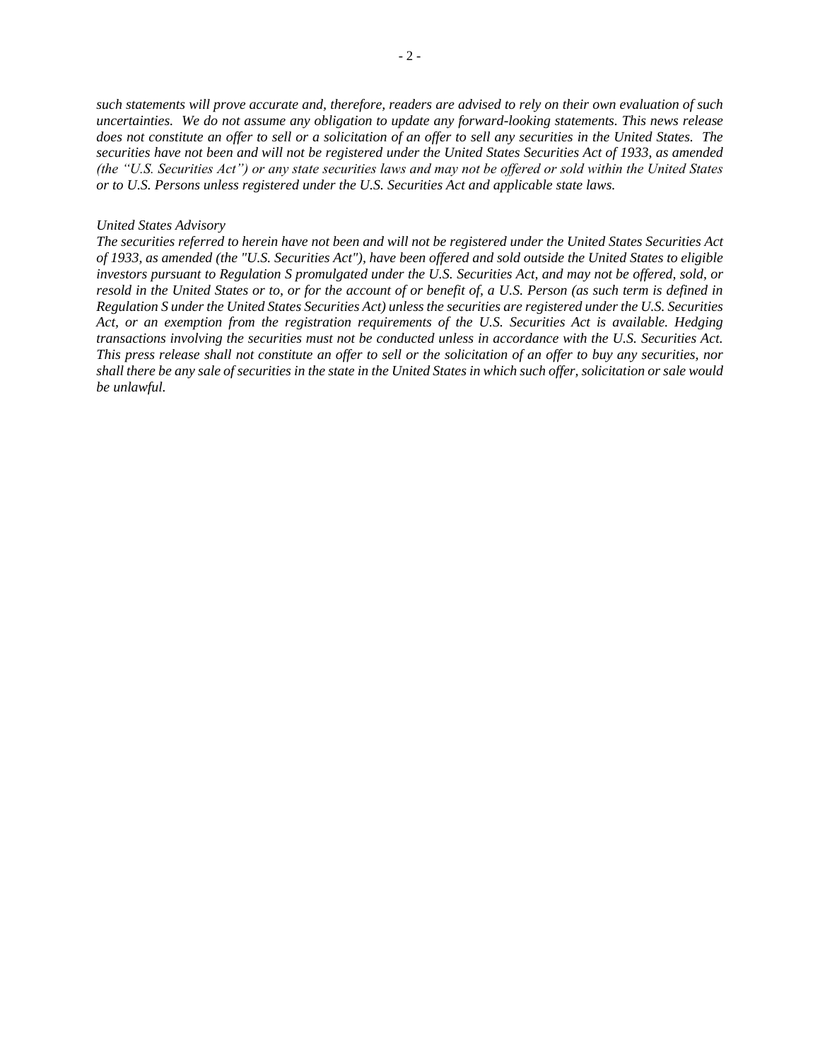*such statements will prove accurate and, therefore, readers are advised to rely on their own evaluation of such uncertainties. We do not assume any obligation to update any forward-looking statements. This news release does not constitute an offer to sell or a solicitation of an offer to sell any securities in the United States. The securities have not been and will not be registered under the United States Securities Act of 1933, as amended (the "U.S. Securities Act") or any state securities laws and may not be offered or sold within the United States or to U.S. Persons unless registered under the U.S. Securities Act and applicable state laws.*

*United States Advisory*

*The securities referred to herein have not been and will not be registered under the United States Securities Act of 1933, as amended (the "U.S. Securities Act"), have been offered and sold outside the United States to eligible investors pursuant to Regulation S promulgated under the U.S. Securities Act, and may not be offered, sold, or resold in the United States or to, or for the account of or benefit of, a U.S. Person (as such term is defined in Regulation S under the United States Securities Act) unless the securities are registered under the U.S. Securities Act, or an exemption from the registration requirements of the U.S. Securities Act is available. Hedging transactions involving the securities must not be conducted unless in accordance with the U.S. Securities Act. This press release shall not constitute an offer to sell or the solicitation of an offer to buy any securities, nor shall there be any sale of securities in the state in the United States in which such offer, solicitation or sale would be unlawful.*